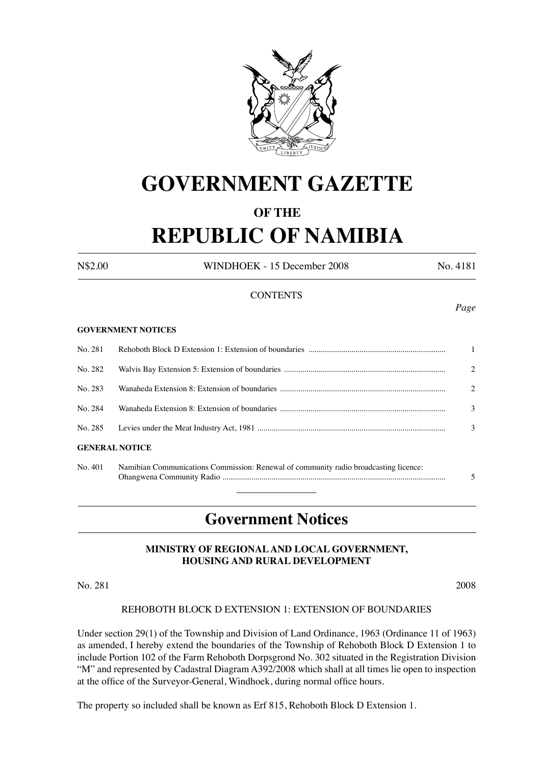# GOVERNMENT GAZETTE

## OF THE

# REPUBLIC OF NAMIBIA

| N$2.00 | WINDHOEK - 15 December 2008 | No. 4181 |
|---|---|---|

CONTENTS

*Page*

**GOVERNMENT NOTICES**

| | | |
|---|---|---|
| No. 281 | Rehoboth Block D Extension 1: Extension of boundaries | 1 |
| No. 282 | Walvis Bay Extension 5: Extension of boundaries | 2 |
| No. 283 | Wanaheda Extension 8: Extension of boundaries | 2 |
| No. 284 | Wanaheda Extension 8: Extension of boundaries | 3 |
| No. 285 | Levies under the Meat Industry Act, 1981 | 3 |

**GENERAL NOTICE**

| | | |
|---|---|---|
| No. 401 | Namibian Communications Commission: Renewal of community radio broadcasting licence: Ohangwena Community Radio | 5 |

## Government Notices

### MINISTRY OF REGIONAL AND LOCAL GOVERNMENT, HOUSING AND RURAL DEVELOPMENT

No. 281 2008

REHOBOTH BLOCK D EXTENSION 1: EXTENSION OF BOUNDARIES

Under section 29(1) of the Township and Division of Land Ordinance, 1963 (Ordinance 11 of 1963) as amended, I hereby extend the boundaries of the Township of Rehoboth Block D Extension 1 to include Portion 102 of the Farm Rehoboth Dorpsgrond No. 302 situated in the Registration Division "M" and represented by Cadastral Diagram A392/2008 which shall at all times lie open to inspection at the office of the Surveyor-General, Windhoek, during normal office hours.

The property so included shall be known as Erf 815, Rehoboth Block D Extension 1.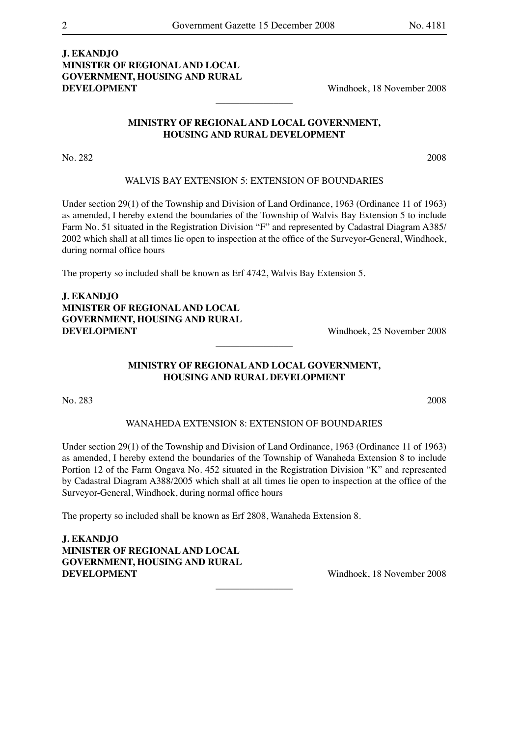**J. EKANDJO**
**MINISTER OF REGIONAL AND LOCAL GOVERNMENT, HOUSING AND RURAL DEVELOPMENT**

Windhoek, 18 November 2008

---

## MINISTRY OF REGIONAL AND LOCAL GOVERNMENT, HOUSING AND RURAL DEVELOPMENT

No. 282 2008

### WALVIS BAY EXTENSION 5: EXTENSION OF BOUNDARIES

Under section 29(1) of the Township and Division of Land Ordinance, 1963 (Ordinance 11 of 1963) as amended, I hereby extend the boundaries of the Township of Walvis Bay Extension 5 to include Farm No. 51 situated in the Registration Division "F" and represented by Cadastral Diagram A385/2002 which shall at all times lie open to inspection at the office of the Surveyor-General, Windhoek, during normal office hours

The property so included shall be known as Erf 4742, Walvis Bay Extension 5.

**J. EKANDJO**
**MINISTER OF REGIONAL AND LOCAL GOVERNMENT, HOUSING AND RURAL DEVELOPMENT**

Windhoek, 25 November 2008

---

## MINISTRY OF REGIONAL AND LOCAL GOVERNMENT, HOUSING AND RURAL DEVELOPMENT

No. 283 2008

### WANAHEDA EXTENSION 8: EXTENSION OF BOUNDARIES

Under section 29(1) of the Township and Division of Land Ordinance, 1963 (Ordinance 11 of 1963) as amended, I hereby extend the boundaries of the Township of Wanaheda Extension 8 to include Portion 12 of the Farm Ongava No. 452 situated in the Registration Division "K" and represented by Cadastral Diagram A388/2005 which shall at all times lie open to inspection at the office of the Surveyor-General, Windhoek, during normal office hours

The property so included shall be known as Erf 2808, Wanaheda Extension 8.

**J. EKANDJO**
**MINISTER OF REGIONAL AND LOCAL GOVERNMENT, HOUSING AND RURAL DEVELOPMENT**

Windhoek, 18 November 2008

---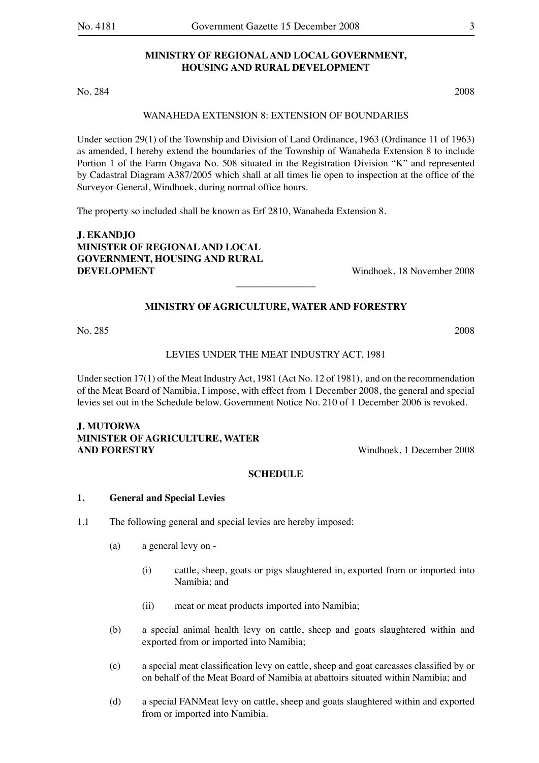## MINISTRY OF REGIONAL AND LOCAL GOVERNMENT, HOUSING AND RURAL DEVELOPMENT

No. 284 2008

WANAHEDA EXTENSION 8: EXTENSION OF BOUNDARIES

Under section 29(1) of the Township and Division of Land Ordinance, 1963 (Ordinance 11 of 1963) as amended, I hereby extend the boundaries of the Township of Wanaheda Extension 8 to include Portion 1 of the Farm Ongava No. 508 situated in the Registration Division "K" and represented by Cadastral Diagram A387/2005 which shall at all times lie open to inspection at the office of the Surveyor-General, Windhoek, during normal office hours.

The property so included shall be known as Erf 2810, Wanaheda Extension 8.

**J. EKANDJO**
**MINISTER OF REGIONAL AND LOCAL GOVERNMENT, HOUSING AND RURAL DEVELOPMENT**

Windhoek, 18 November 2008

---

## MINISTRY OF AGRICULTURE, WATER AND FORESTRY

No. 285 2008

LEVIES UNDER THE MEAT INDUSTRY ACT, 1981

Under section 17(1) of the Meat Industry Act, 1981 (Act No. 12 of 1981), and on the recommendation of the Meat Board of Namibia, I impose, with effect from 1 December 2008, the general and special levies set out in the Schedule below. Government Notice No. 210 of 1 December 2006 is revoked.

**J. MUTORWA**
**MINISTER OF AGRICULTURE, WATER AND FORESTRY**

Windhoek, 1 December 2008

### SCHEDULE

**1. General and Special Levies**

1.1 The following general and special levies are hereby imposed:

(a) a general levy on -

(i) cattle, sheep, goats or pigs slaughtered in, exported from or imported into Namibia; and

(ii) meat or meat products imported into Namibia;

(b) a special animal health levy on cattle, sheep and goats slaughtered within and exported from or imported into Namibia;

(c) a special meat classification levy on cattle, sheep and goat carcasses classified by or on behalf of the Meat Board of Namibia at abattoirs situated within Namibia; and

(d) a special FANMeat levy on cattle, sheep and goats slaughtered within and exported from or imported into Namibia.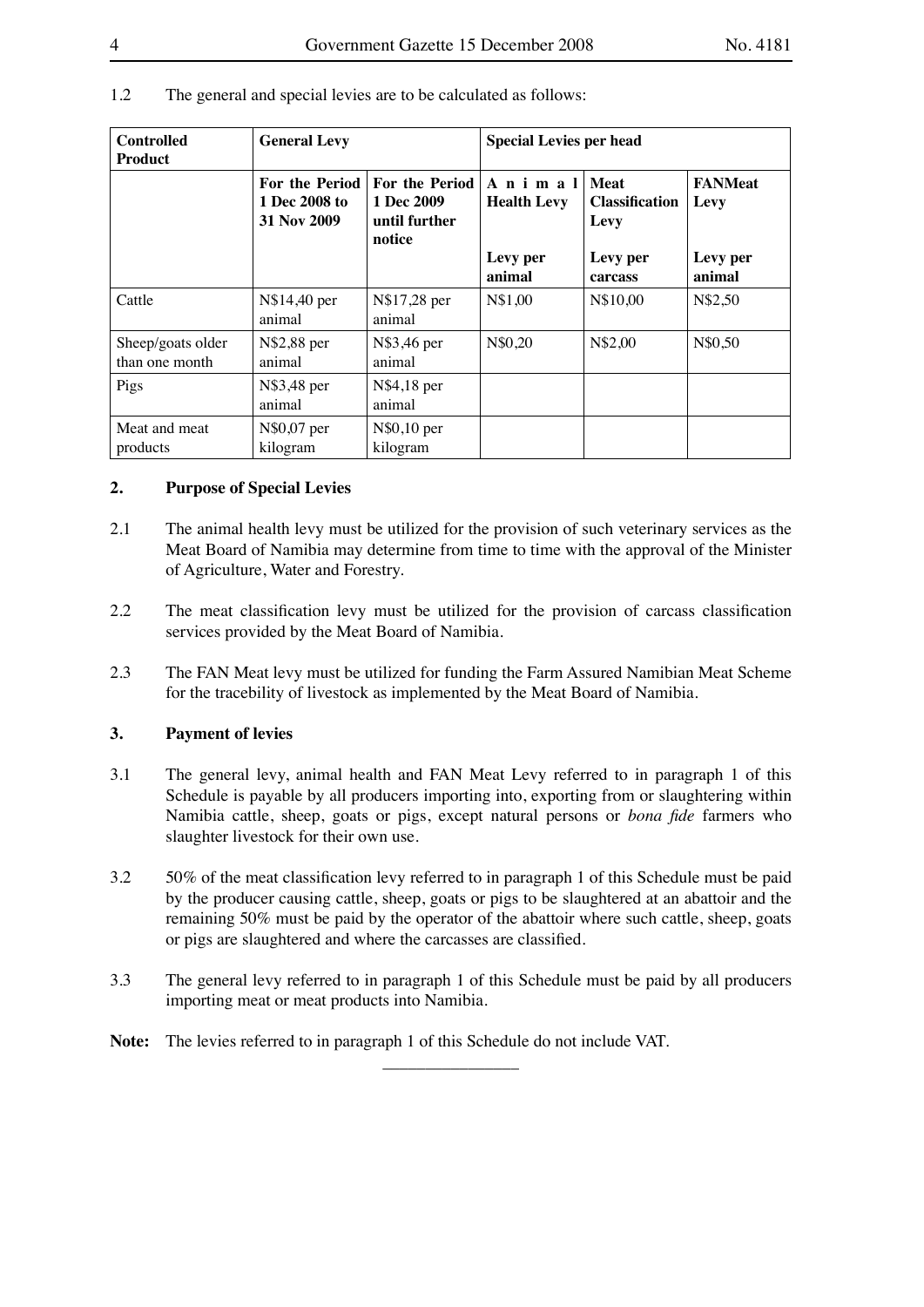1.2 The general and special levies are to be calculated as follows:

| Controlled Product | General Levy | | Special Levies per head | | |
|---|---|---|---|---|---|
| | **For the Period 1 Dec 2008 to 31 Nov 2009** | **For the Period 1 Dec 2009 until further notice** | **Animal Health Levy** | **Meat Classification Levy** | **FANMeat Levy** |
| | | | **Levy per animal** | **Levy per carcass** | **Levy per animal** |
| Cattle | N$14,40 per animal | N$17,28 per animal | N$1,00 | N$10,00 | N$2,50 |
| Sheep/goats older than one month | N$2,88 per animal | N$3,46 per animal | N$0,20 | N$2,00 | N$0,50 |
| Pigs | N$3,48 per animal | N$4,18 per animal | | | |
| Meat and meat products | N$0,07 per kilogram | N$0,10 per kilogram | | | |

## 2. Purpose of Special Levies

2.1 The animal health levy must be utilized for the provision of such veterinary services as the Meat Board of Namibia may determine from time to time with the approval of the Minister of Agriculture, Water and Forestry.

2.2 The meat classification levy must be utilized for the provision of carcass classification services provided by the Meat Board of Namibia.

2.3 The FAN Meat levy must be utilized for funding the Farm Assured Namibian Meat Scheme for the tracebility of livestock as implemented by the Meat Board of Namibia.

## 3. Payment of levies

3.1 The general levy, animal health and FAN Meat Levy referred to in paragraph 1 of this Schedule is payable by all producers importing into, exporting from or slaughtering within Namibia cattle, sheep, goats or pigs, except natural persons or *bona fide* farmers who slaughter livestock for their own use.

3.2 50% of the meat classification levy referred to in paragraph 1 of this Schedule must be paid by the producer causing cattle, sheep, goats or pigs to be slaughtered at an abattoir and the remaining 50% must be paid by the operator of the abattoir where such cattle, sheep, goats or pigs are slaughtered and where the carcasses are classified.

3.3 The general levy referred to in paragraph 1 of this Schedule must be paid by all producers importing meat or meat products into Namibia.

**Note:** The levies referred to in paragraph 1 of this Schedule do not include VAT.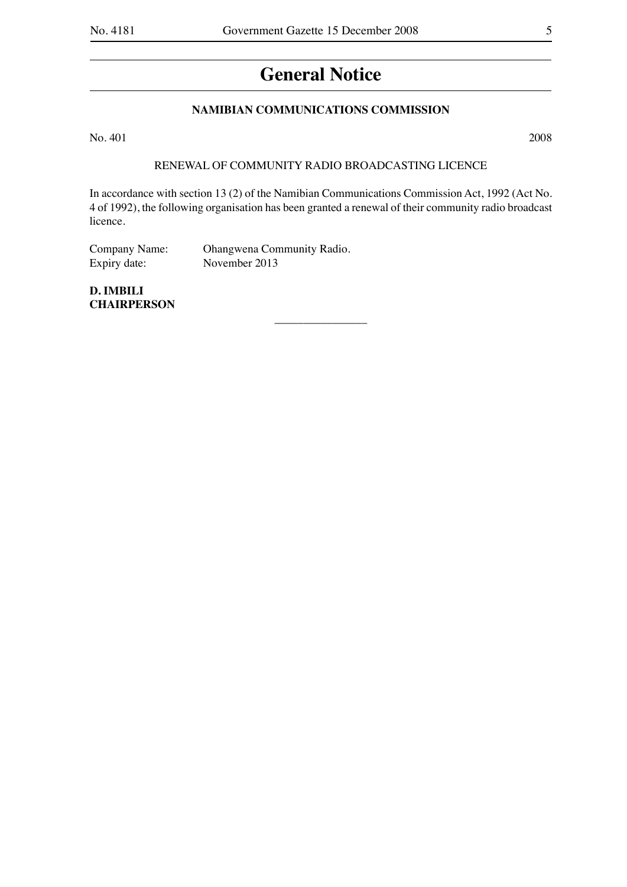# General Notice

## NAMIBIAN COMMUNICATIONS COMMISSION

No. 401 2008

RENEWAL OF COMMUNITY RADIO BROADCASTING LICENCE

In accordance with section 13 (2) of the Namibian Communications Commission Act, 1992 (Act No. 4 of 1992), the following organisation has been granted a renewal of their community radio broadcast licence.

Company Name: Ohangwena Community Radio.
Expiry date: November 2013

**D. IMBILI**
**CHAIRPERSON**